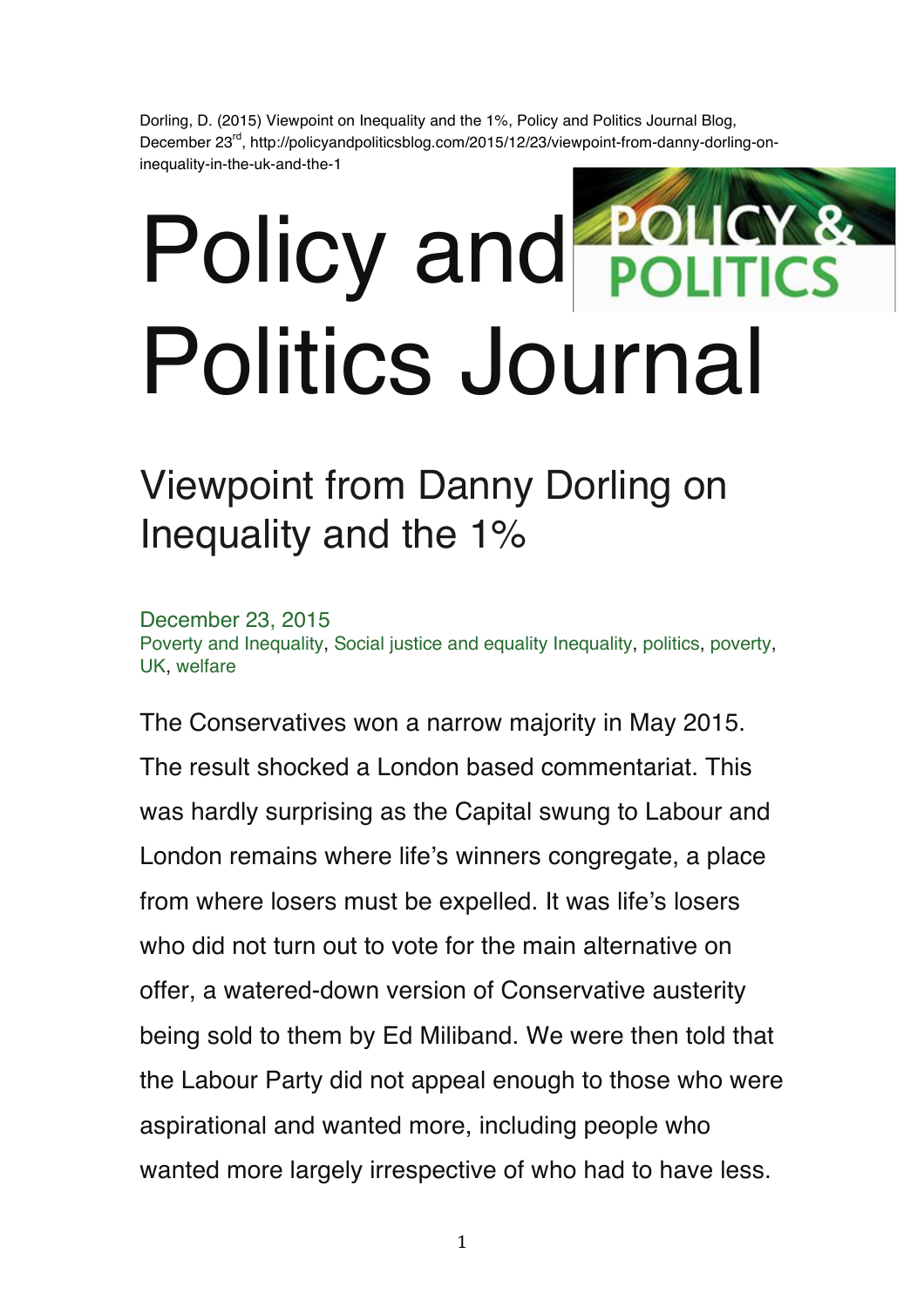Dorling, D. (2015) Viewpoint on Inequality and the 1%, Policy and Politics Journal Blog, December 23rd, http://policyandpoliticsblog.com/2015/12/23/viewpoint-from-danny-dorling-on-inequality-in-the-uk-and-the-1

# Policy and Politics Journal

## Viewpoint from Danny Dorling on Inequality and the 1%

December 23, 2015
Poverty and Inequality, Social justice and equality Inequality, politics, poverty, UK, welfare

The Conservatives won a narrow majority in May 2015. The result shocked a London based commentariat. This was hardly surprising as the Capital swung to Labour and London remains where life's winners congregate, a place from where losers must be expelled. It was life's losers who did not turn out to vote for the main alternative on offer, a watered-down version of Conservative austerity being sold to them by Ed Miliband. We were then told that the Labour Party did not appeal enough to those who were aspirational and wanted more, including people who wanted more largely irrespective of who had to have less.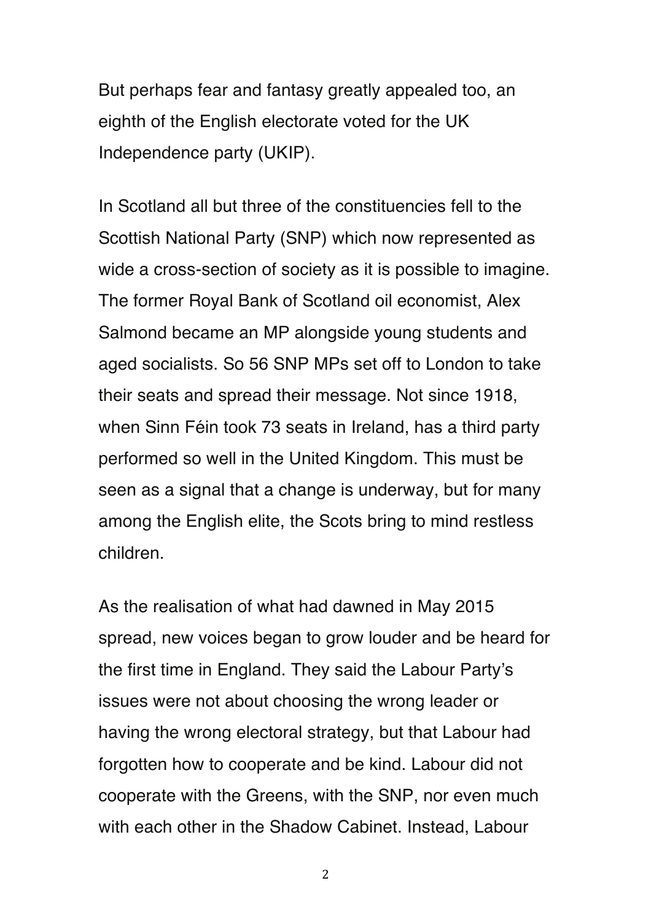But perhaps fear and fantasy greatly appealed too, an eighth of the English electorate voted for the UK Independence party (UKIP).

In Scotland all but three of the constituencies fell to the Scottish National Party (SNP) which now represented as wide a cross-section of society as it is possible to imagine. The former Royal Bank of Scotland oil economist, Alex Salmond became an MP alongside young students and aged socialists. So 56 SNP MPs set off to London to take their seats and spread their message. Not since 1918, when Sinn Féin took 73 seats in Ireland, has a third party performed so well in the United Kingdom. This must be seen as a signal that a change is underway, but for many among the English elite, the Scots bring to mind restless children.

As the realisation of what had dawned in May 2015 spread, new voices began to grow louder and be heard for the first time in England. They said the Labour Party's issues were not about choosing the wrong leader or having the wrong electoral strategy, but that Labour had forgotten how to cooperate and be kind. Labour did not cooperate with the Greens, with the SNP, nor even much with each other in the Shadow Cabinet. Instead, Labour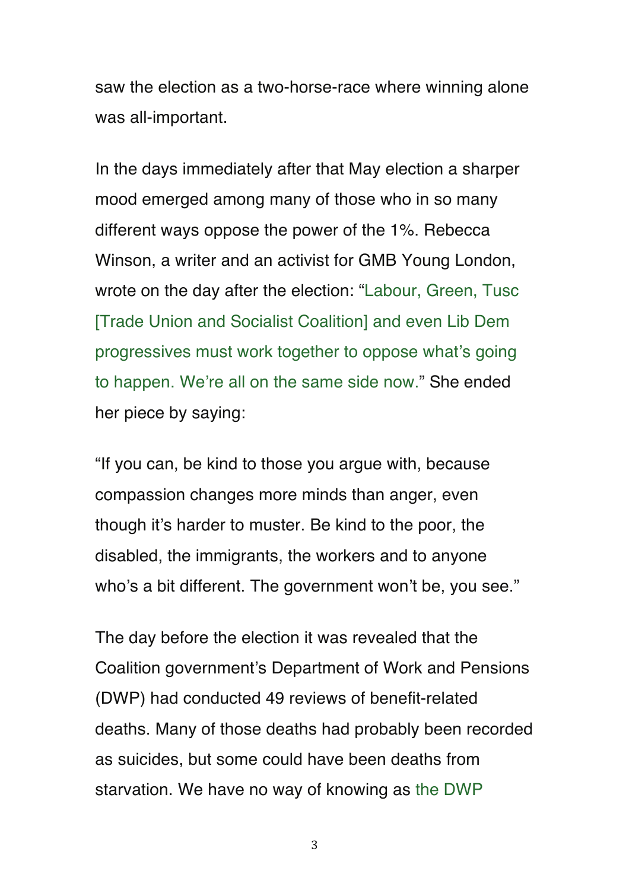saw the election as a two-horse-race where winning alone was all-important.

In the days immediately after that May election a sharper mood emerged among many of those who in so many different ways oppose the power of the 1%. Rebecca Winson, a writer and an activist for GMB Young London, wrote on the day after the election: "Labour, Green, Tusc [Trade Union and Socialist Coalition] and even Lib Dem progressives must work together to oppose what's going to happen. We're all on the same side now." She ended her piece by saying:

"If you can, be kind to those you argue with, because compassion changes more minds than anger, even though it's harder to muster. Be kind to the poor, the disabled, the immigrants, the workers and to anyone who's a bit different. The government won't be, you see."

The day before the election it was revealed that the Coalition government's Department of Work and Pensions (DWP) had conducted 49 reviews of benefit-related deaths. Many of those deaths had probably been recorded as suicides, but some could have been deaths from starvation. We have no way of knowing as the DWP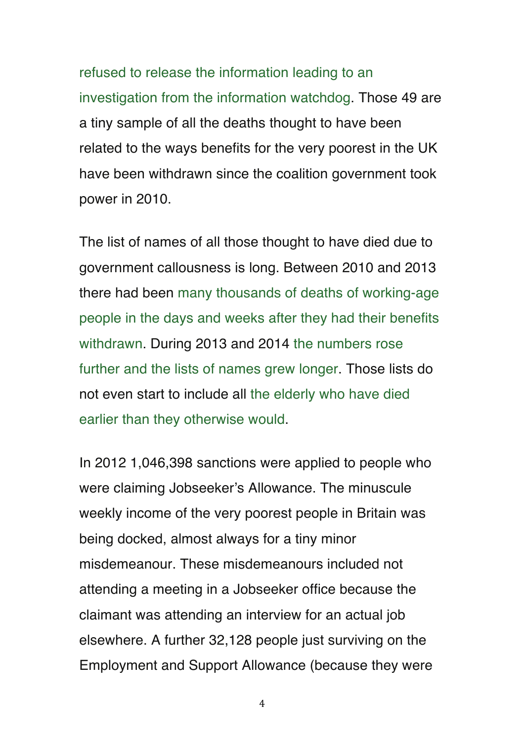refused to release the information leading to an investigation from the information watchdog. Those 49 are a tiny sample of all the deaths thought to have been related to the ways benefits for the very poorest in the UK have been withdrawn since the coalition government took power in 2010.

The list of names of all those thought to have died due to government callousness is long. Between 2010 and 2013 there had been many thousands of deaths of working-age people in the days and weeks after they had their benefits withdrawn. During 2013 and 2014 the numbers rose further and the lists of names grew longer. Those lists do not even start to include all the elderly who have died earlier than they otherwise would.

In 2012 1,046,398 sanctions were applied to people who were claiming Jobseeker's Allowance. The minuscule weekly income of the very poorest people in Britain was being docked, almost always for a tiny minor misdemeanour. These misdemeanours included not attending a meeting in a Jobseeker office because the claimant was attending an interview for an actual job elsewhere. A further 32,128 people just surviving on the Employment and Support Allowance (because they were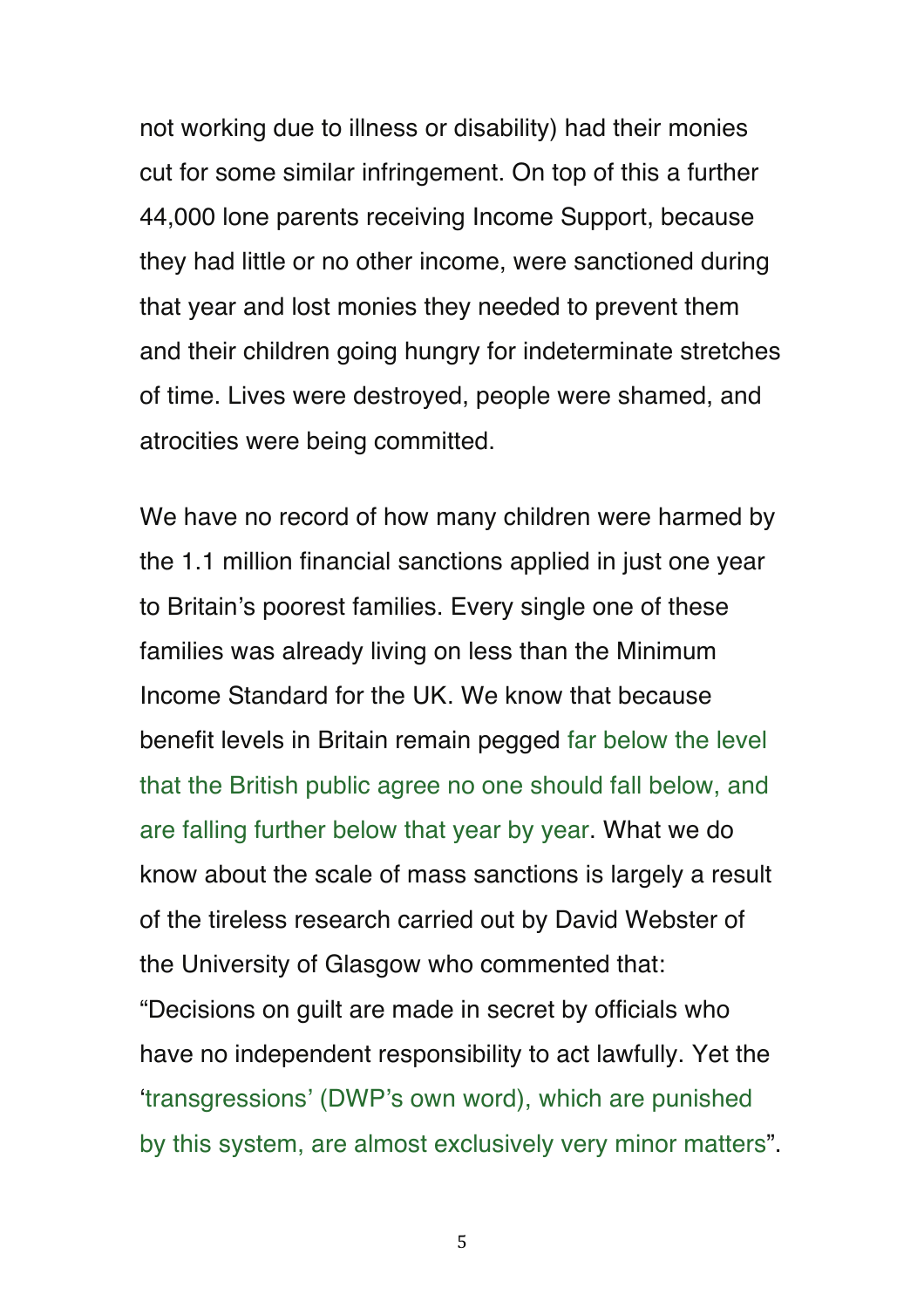not working due to illness or disability) had their monies cut for some similar infringement. On top of this a further 44,000 lone parents receiving Income Support, because they had little or no other income, were sanctioned during that year and lost monies they needed to prevent them and their children going hungry for indeterminate stretches of time. Lives were destroyed, people were shamed, and atrocities were being committed.

We have no record of how many children were harmed by the 1.1 million financial sanctions applied in just one year to Britain's poorest families. Every single one of these families was already living on less than the Minimum Income Standard for the UK. We know that because benefit levels in Britain remain pegged far below the level that the British public agree no one should fall below, and are falling further below that year by year. What we do know about the scale of mass sanctions is largely a result of the tireless research carried out by David Webster of the University of Glasgow who commented that: "Decisions on guilt are made in secret by officials who have no independent responsibility to act lawfully. Yet the 'transgressions' (DWP's own word), which are punished by this system, are almost exclusively very minor matters".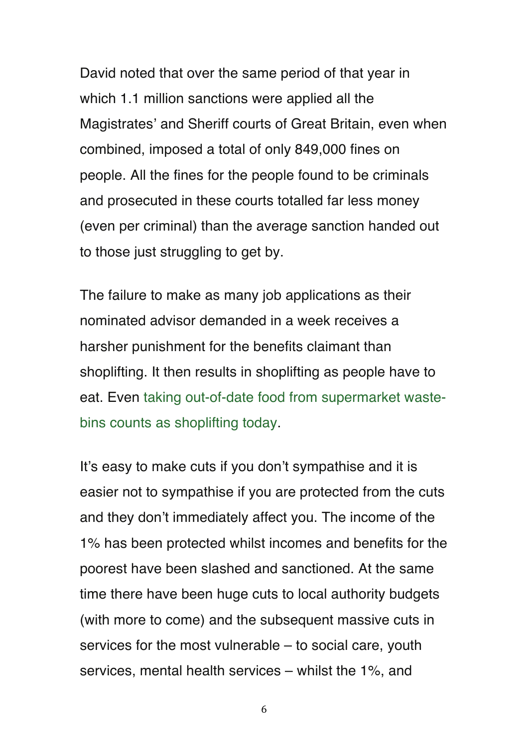David noted that over the same period of that year in which 1.1 million sanctions were applied all the Magistrates' and Sheriff courts of Great Britain, even when combined, imposed a total of only 849,000 fines on people. All the fines for the people found to be criminals and prosecuted in these courts totalled far less money (even per criminal) than the average sanction handed out to those just struggling to get by.

The failure to make as many job applications as their nominated advisor demanded in a week receives a harsher punishment for the benefits claimant than shoplifting. It then results in shoplifting as people have to eat. Even taking out-of-date food from supermarket waste-bins counts as shoplifting today.

It's easy to make cuts if you don't sympathise and it is easier not to sympathise if you are protected from the cuts and they don't immediately affect you. The income of the 1% has been protected whilst incomes and benefits for the poorest have been slashed and sanctioned. At the same time there have been huge cuts to local authority budgets (with more to come) and the subsequent massive cuts in services for the most vulnerable – to social care, youth services, mental health services – whilst the 1%, and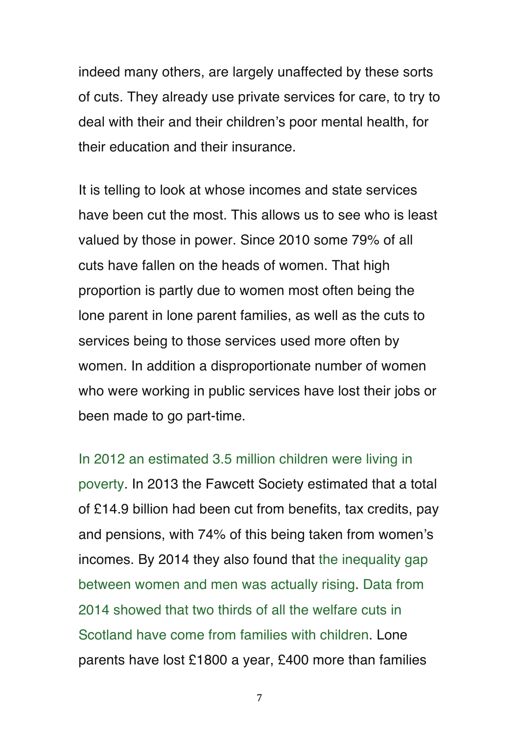indeed many others, are largely unaffected by these sorts of cuts. They already use private services for care, to try to deal with their and their children's poor mental health, for their education and their insurance.

It is telling to look at whose incomes and state services have been cut the most. This allows us to see who is least valued by those in power. Since 2010 some 79% of all cuts have fallen on the heads of women. That high proportion is partly due to women most often being the lone parent in lone parent families, as well as the cuts to services being to those services used more often by women. In addition a disproportionate number of women who were working in public services have lost their jobs or been made to go part-time.

In 2012 an estimated 3.5 million children were living in poverty. In 2013 the Fawcett Society estimated that a total of £14.9 billion had been cut from benefits, tax credits, pay and pensions, with 74% of this being taken from women's incomes. By 2014 they also found that the inequality gap between women and men was actually rising. Data from 2014 showed that two thirds of all the welfare cuts in Scotland have come from families with children. Lone parents have lost £1800 a year, £400 more than families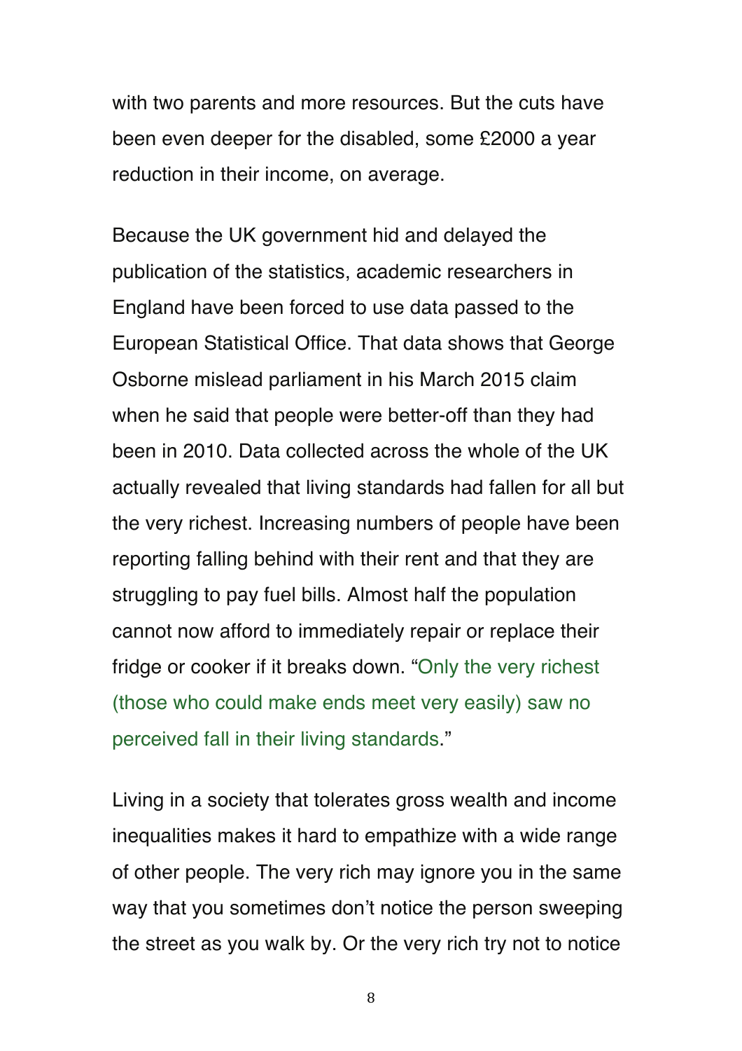with two parents and more resources. But the cuts have been even deeper for the disabled, some £2000 a year reduction in their income, on average.

Because the UK government hid and delayed the publication of the statistics, academic researchers in England have been forced to use data passed to the European Statistical Office. That data shows that George Osborne mislead parliament in his March 2015 claim when he said that people were better-off than they had been in 2010. Data collected across the whole of the UK actually revealed that living standards had fallen for all but the very richest. Increasing numbers of people have been reporting falling behind with their rent and that they are struggling to pay fuel bills. Almost half the population cannot now afford to immediately repair or replace their fridge or cooker if it breaks down. "Only the very richest (those who could make ends meet very easily) saw no perceived fall in their living standards."

Living in a society that tolerates gross wealth and income inequalities makes it hard to empathize with a wide range of other people. The very rich may ignore you in the same way that you sometimes don't notice the person sweeping the street as you walk by. Or the very rich try not to notice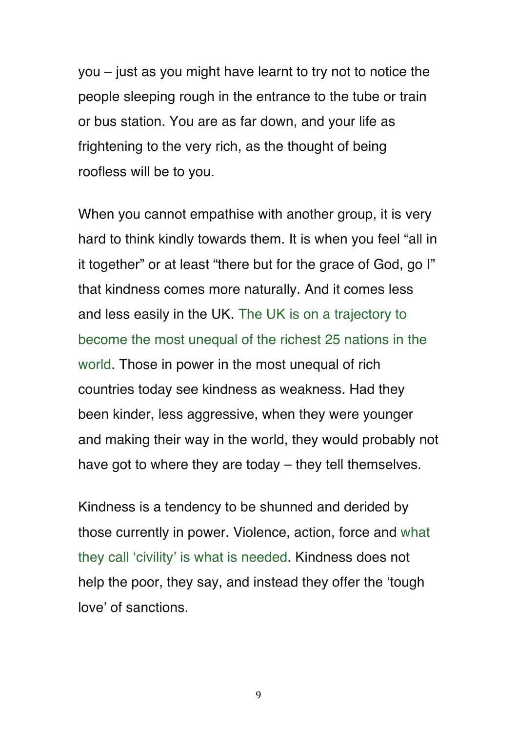you – just as you might have learnt to try not to notice the people sleeping rough in the entrance to the tube or train or bus station. You are as far down, and your life as frightening to the very rich, as the thought of being roofless will be to you.

When you cannot empathise with another group, it is very hard to think kindly towards them. It is when you feel "all in it together" or at least "there but for the grace of God, go I" that kindness comes more naturally. And it comes less and less easily in the UK. The UK is on a trajectory to become the most unequal of the richest 25 nations in the world. Those in power in the most unequal of rich countries today see kindness as weakness. Had they been kinder, less aggressive, when they were younger and making their way in the world, they would probably not have got to where they are today – they tell themselves.

Kindness is a tendency to be shunned and derided by those currently in power. Violence, action, force and what they call 'civility' is what is needed. Kindness does not help the poor, they say, and instead they offer the 'tough love' of sanctions.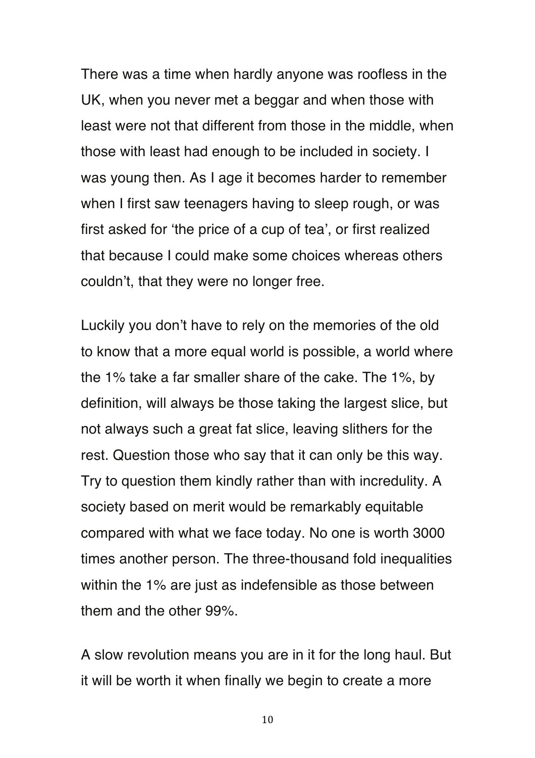There was a time when hardly anyone was roofless in the UK, when you never met a beggar and when those with least were not that different from those in the middle, when those with least had enough to be included in society. I was young then. As I age it becomes harder to remember when I first saw teenagers having to sleep rough, or was first asked for 'the price of a cup of tea', or first realized that because I could make some choices whereas others couldn't, that they were no longer free.

Luckily you don't have to rely on the memories of the old to know that a more equal world is possible, a world where the 1% take a far smaller share of the cake. The 1%, by definition, will always be those taking the largest slice, but not always such a great fat slice, leaving slithers for the rest. Question those who say that it can only be this way. Try to question them kindly rather than with incredulity. A society based on merit would be remarkably equitable compared with what we face today. No one is worth 3000 times another person. The three-thousand fold inequalities within the 1% are just as indefensible as those between them and the other 99%.

A slow revolution means you are in it for the long haul. But it will be worth it when finally we begin to create a more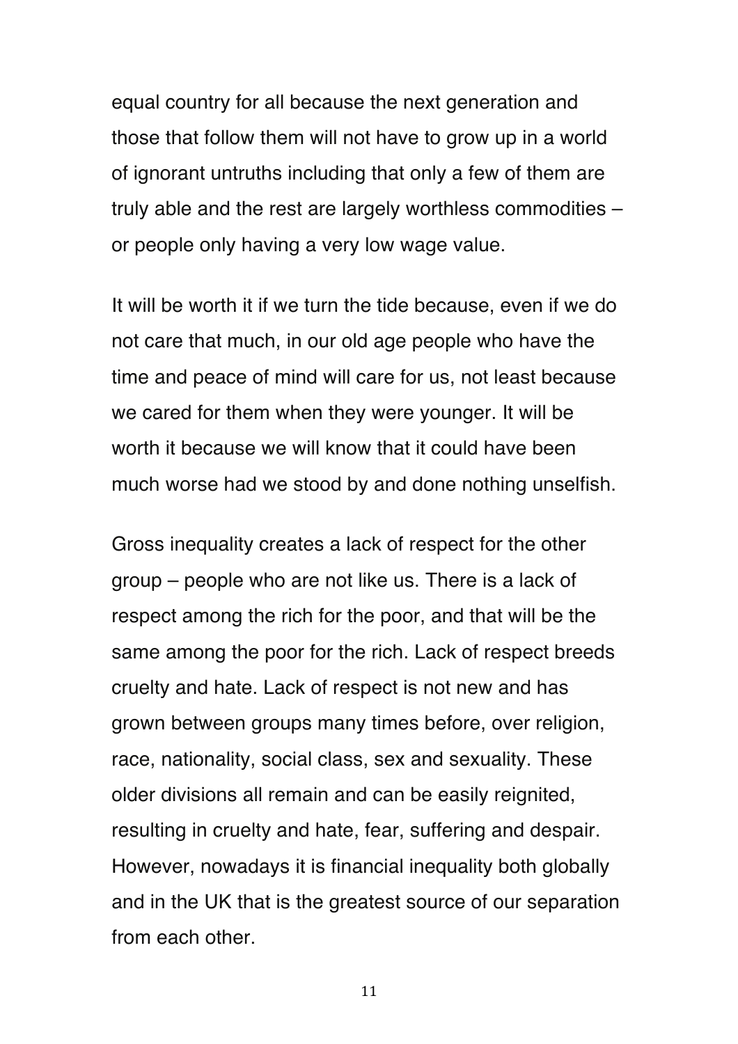equal country for all because the next generation and those that follow them will not have to grow up in a world of ignorant untruths including that only a few of them are truly able and the rest are largely worthless commodities – or people only having a very low wage value.

It will be worth it if we turn the tide because, even if we do not care that much, in our old age people who have the time and peace of mind will care for us, not least because we cared for them when they were younger. It will be worth it because we will know that it could have been much worse had we stood by and done nothing unselfish.

Gross inequality creates a lack of respect for the other group – people who are not like us. There is a lack of respect among the rich for the poor, and that will be the same among the poor for the rich. Lack of respect breeds cruelty and hate. Lack of respect is not new and has grown between groups many times before, over religion, race, nationality, social class, sex and sexuality. These older divisions all remain and can be easily reignited, resulting in cruelty and hate, fear, suffering and despair. However, nowadays it is financial inequality both globally and in the UK that is the greatest source of our separation from each other.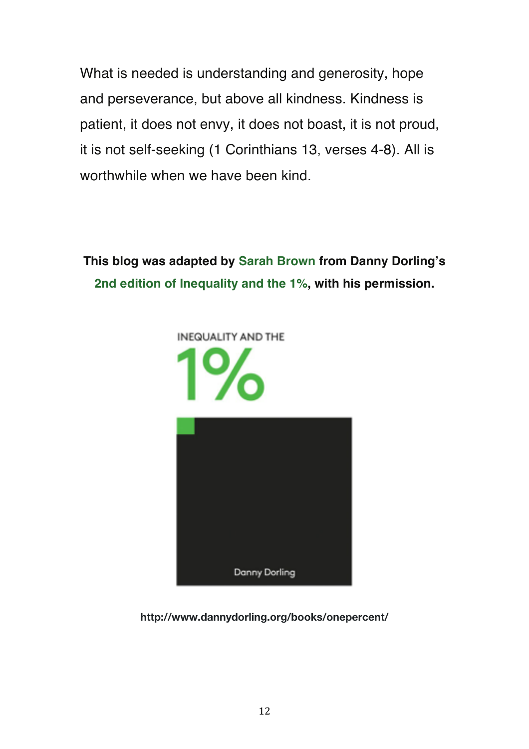What is needed is understanding and generosity, hope and perseverance, but above all kindness. Kindness is patient, it does not envy, it does not boast, it is not proud, it is not self-seeking (1 Corinthians 13, verses 4-8). All is worthwhile when we have been kind.

**This blog was adapted by Sarah Brown from Danny Dorling's 2nd edition of Inequality and the 1%, with his permission.**

INEQUALITY AND THE

1%

Danny Dorling

**http://www.dannydorling.org/books/onepercent/**